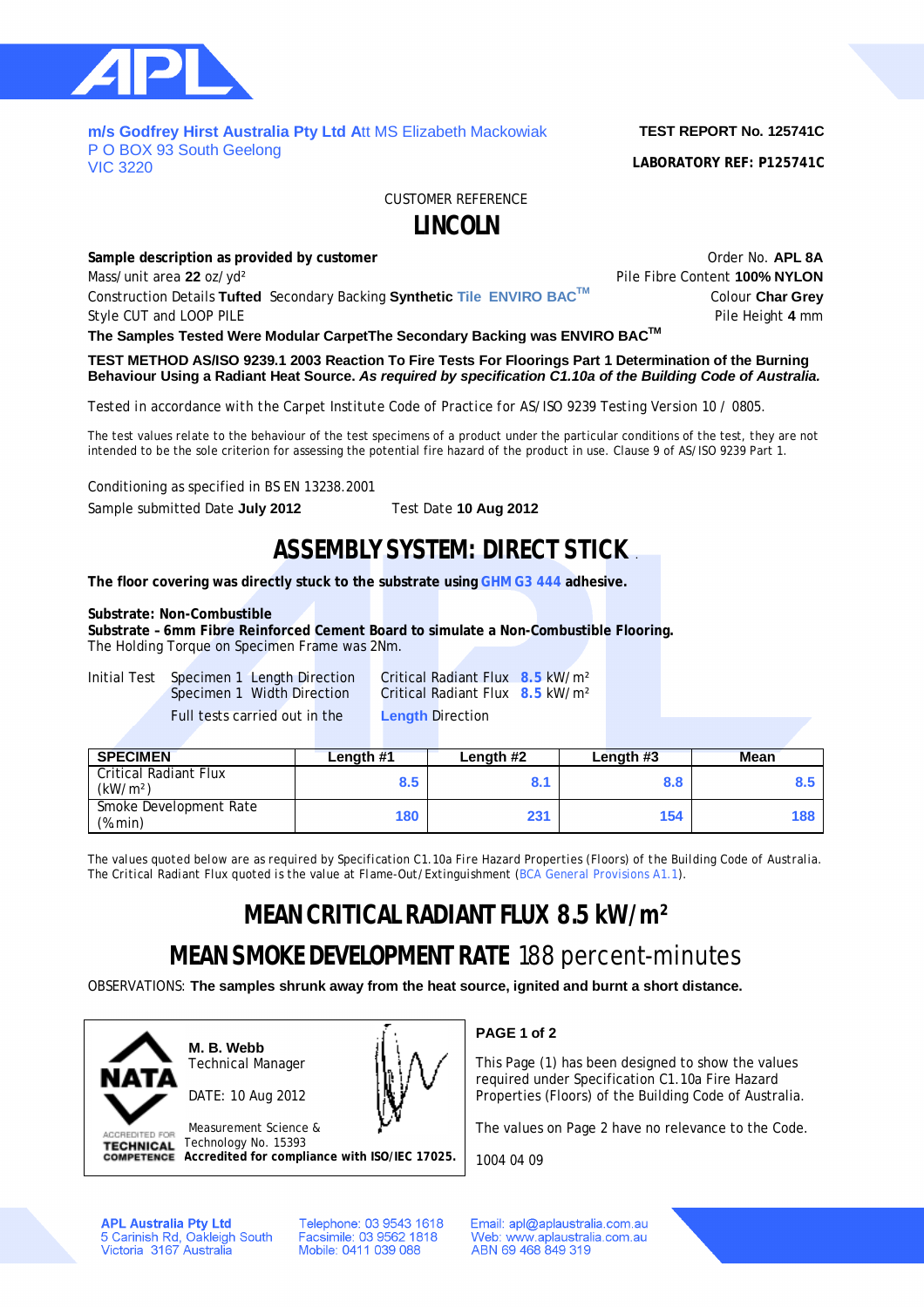**m/s Godfrey Hirst Australia Pty Ltd** Att MS Elizabeth Mackowiak
P O BOX 93 South Geelong
VIC 3220

**TEST REPORT No. 125741C**

**LABORATORY REF: P125741C**

CUSTOMER REFERENCE

# LINCOLN

**Sample description as provided by customer**

Order No. **APL 8A**

Mass/unit area **22** oz/yd²

Pile Fibre Content **100% NYLON**

Construction Details **Tufted** Secondary Backing **Synthetic** Tile ENVIRO BAC™

Colour **Char Grey**

Style CUT and LOOP PILE

Pile Height **4** mm

**The Samples Tested Were Modular CarpetThe Secondary Backing was ENVIRO BAC™**

**TEST METHOD AS/ISO 9239.1 2003 Reaction To Fire Tests For Floorings Part 1 Determination of the Burning Behaviour Using a Radiant Heat Source.** ***As required by specification C1.10a of the Building Code of Australia.***

Tested in accordance with the Carpet Institute Code of Practice for AS/ISO 9239 Testing Version 10 / 0805.

The test values relate to the behaviour of the test specimens of a product under the particular conditions of the test, they are not intended to be the sole criterion for assessing the potential fire hazard of the product in use. Clause 9 of AS/ISO 9239 Part 1.

Conditioning as specified in BS EN 13238.2001

Sample submitted Date **July 2012** Test Date **10 Aug 2012**

## ASSEMBLY SYSTEM: DIRECT STICK

**The floor covering was directly stuck to the substrate using GHM G3 444 adhesive.**

**Substrate: Non-Combustible**
**Substrate - 6mm Fibre Reinforced Cement Board to simulate a Non-Combustible Flooring.**
The Holding Torque on Specimen Frame was 2Nm.

Initial Test Specimen 1 Length Direction Critical Radiant Flux **8.5** kW/m²
Specimen 1 Width Direction Critical Radiant Flux **8.5** kW/m²
Full tests carried out in the **Length** Direction

| SPECIMEN | Length #1 | Length #2 | Length #3 | Mean |
|---|---|---|---|---|
| Critical Radiant Flux (kW/m²) | 8.5 | 8.1 | 8.8 | 8.5 |
| Smoke Development Rate (%min) | 180 | 231 | 154 | 188 |

The values quoted below are as required by Specification C1.10a Fire Hazard Properties (Floors) of the Building Code of Australia. The Critical Radiant Flux quoted is the value at Flame-Out/Extinguishment (BCA General Provisions A1.1).

## MEAN CRITICAL RADIANT FLUX 8.5 kW/m²

## MEAN SMOKE DEVELOPMENT RATE 188 percent-minutes

OBSERVATIONS: **The samples shrunk away from the heat source, ignited and burnt a short distance.**

NATA ACCREDITED FOR TECHNICAL COMPETENCE

**M. B. Webb**
Technical Manager

DATE: 10 Aug 2012

Measurement Science & Technology No. 15393
**Accredited for compliance with ISO/IEC 17025.**

**PAGE 1 of 2**

This Page (1) has been designed to show the values required under Specification C1.10a Fire Hazard Properties (Floors) of the Building Code of Australia.

The values on Page 2 have no relevance to the Code.

1004 04 09

**APL Australia Pty Ltd**
5 Carinish Rd, Oakleigh South
Victoria 3167 Australia

Telephone: 03 9543 1618
Facsimile: 03 9562 1818
Mobile: 0411 039 088

Email: apl@aplaustralia.com.au
Web: www.aplaustralia.com.au
ABN 69 468 849 319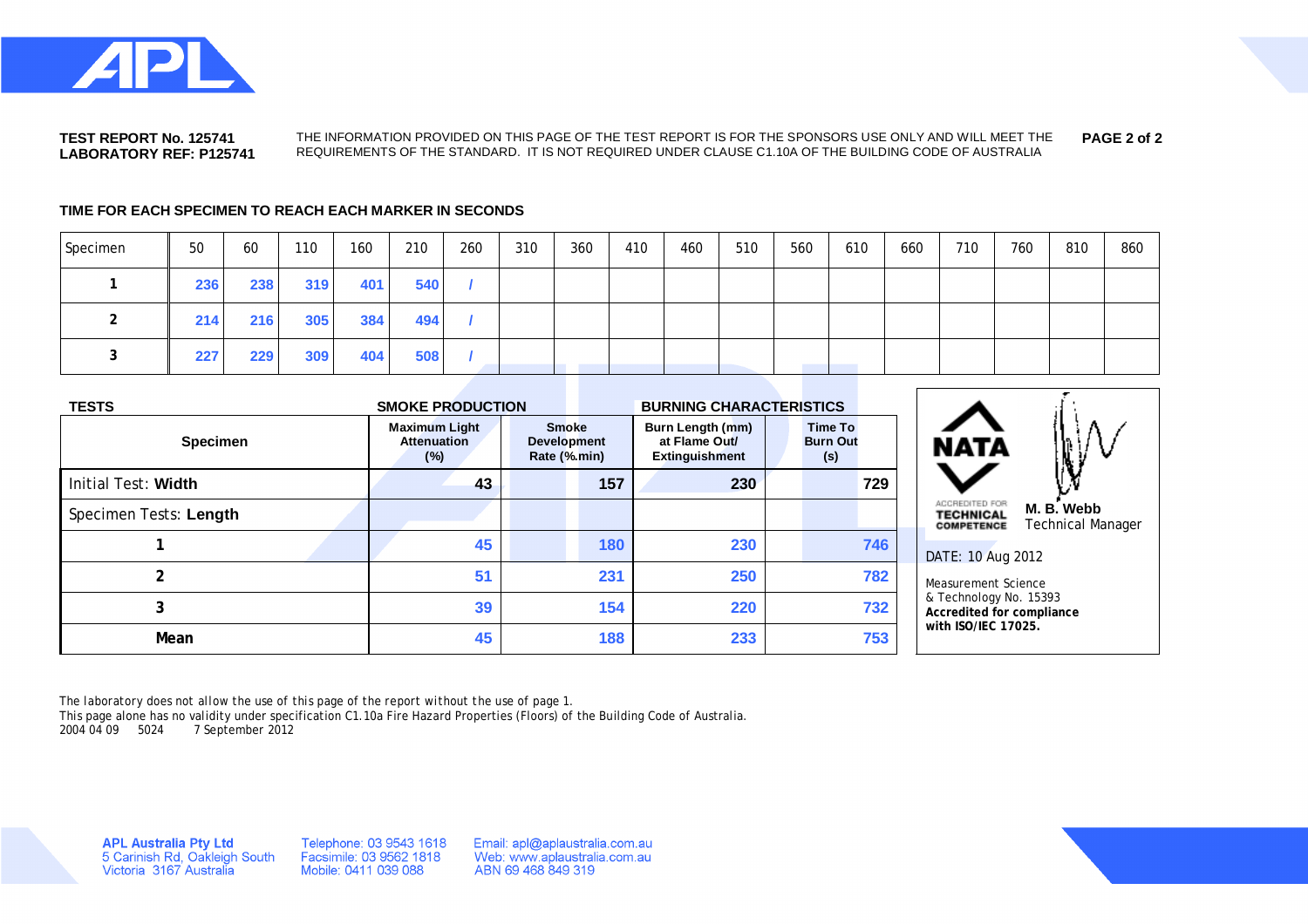**TEST REPORT No. 125741**
**LABORATORY REF: P125741**

THE INFORMATION PROVIDED ON THIS PAGE OF THE TEST REPORT IS FOR THE SPONSORS USE ONLY AND WILL MEET THE REQUIREMENTS OF THE STANDARD. IT IS NOT REQUIRED UNDER CLAUSE C1.10A OF THE BUILDING CODE OF AUSTRALIA

### TIME FOR EACH SPECIMEN TO REACH EACH MARKER IN SECONDS

| Specimen | 50 | 60 | 110 | 160 | 210 | 260 | 310 | 360 | 410 | 460 | 510 | 560 | 610 | 660 | 710 | 760 | 810 | 860 |
|---|---|---|---|---|---|---|---|---|---|---|---|---|---|---|---|---|---|---|
| 1 | 236 | 238 | 319 | 401 | 540 | / | | | | | | | | | | | | |
| 2 | 214 | 216 | 305 | 384 | 494 | / | | | | | | | | | | | | |
| 3 | 227 | 229 | 309 | 404 | 508 | / | | | | | | | | | | | | |

| TESTS | SMOKE PRODUCTION | | BURNING CHARACTERISTICS | |
|---|---|---|---|---|
| **Specimen** | **Maximum Light Attenuation (%)** | **Smoke Development Rate (%.min)** | **Burn Length (mm) at Flame Out/ Extinguishment** | **Time To Burn Out (s)** |
| Initial Test: **Width** | **43** | **157** | **230** | **729** |
| Specimen Tests: **Length** | | | | |
| **1** | 45 | 180 | 230 | 746 |
| **2** | 51 | 231 | 250 | 782 |
| **3** | 39 | 154 | 220 | 732 |
| **Mean** | 45 | 188 | 233 | 753 |

NATA ACCREDITED FOR TECHNICAL COMPETENCE

**M. B. Webb**
Technical Manager

DATE: 10 Aug 2012

Measurement Science & Technology No. 15393
**Accredited for compliance with ISO/IEC 17025.**

The laboratory does not allow the use of this page of the report without the use of page 1.
This page alone has no validity under specification C1.10a Fire Hazard Properties (Floors) of the Building Code of Australia.
2004 04 09 5024 7 September 2012

**APL Australia Pty Ltd**
5 Carinish Rd, Oakleigh South
Victoria 3167 Australia

Telephone: 03 9543 1618
Facsimile: 03 9562 1818
Mobile: 0411 039 088

Email: apl@aplaustralia.com.au
Web: www.aplaustralia.com.au
ABN 69 468 849 319